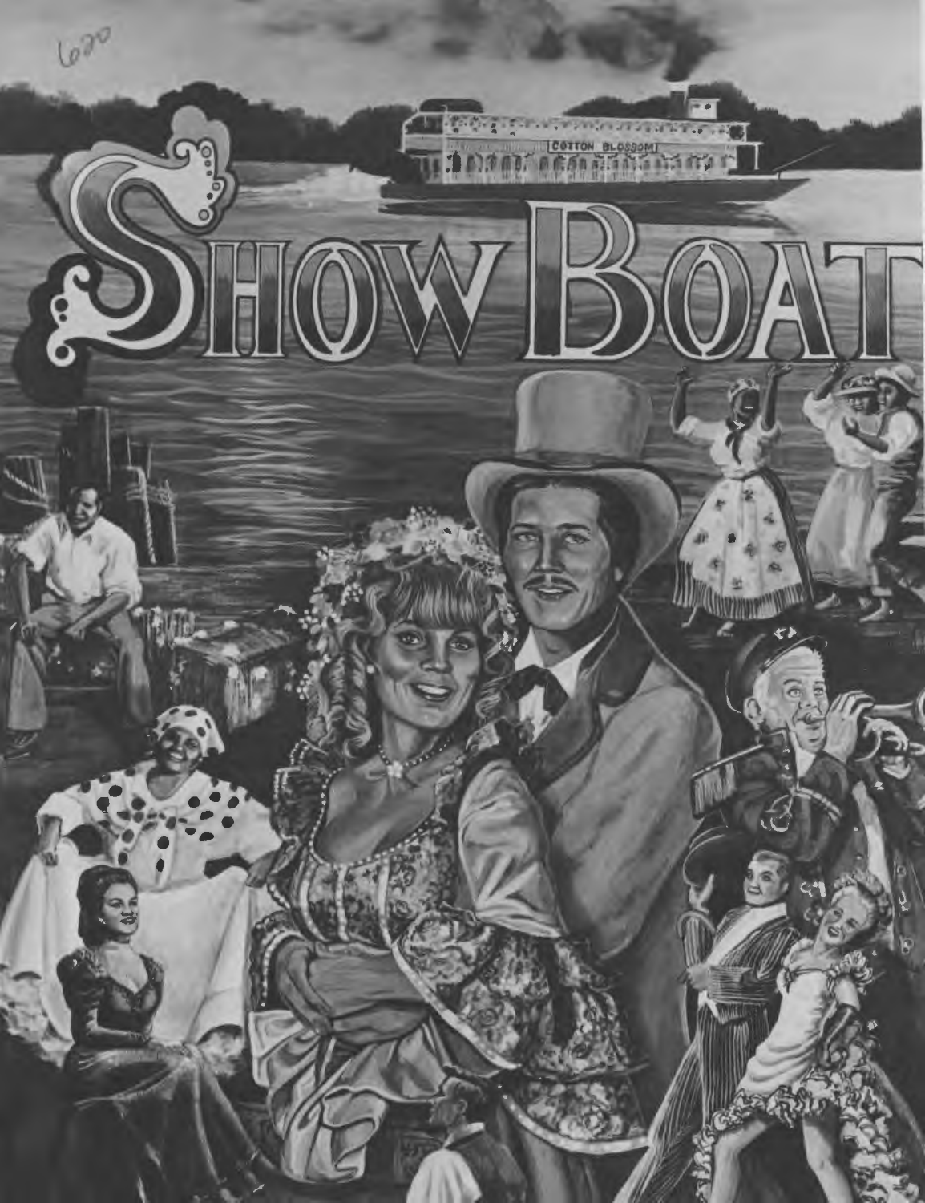# SHOW BOAT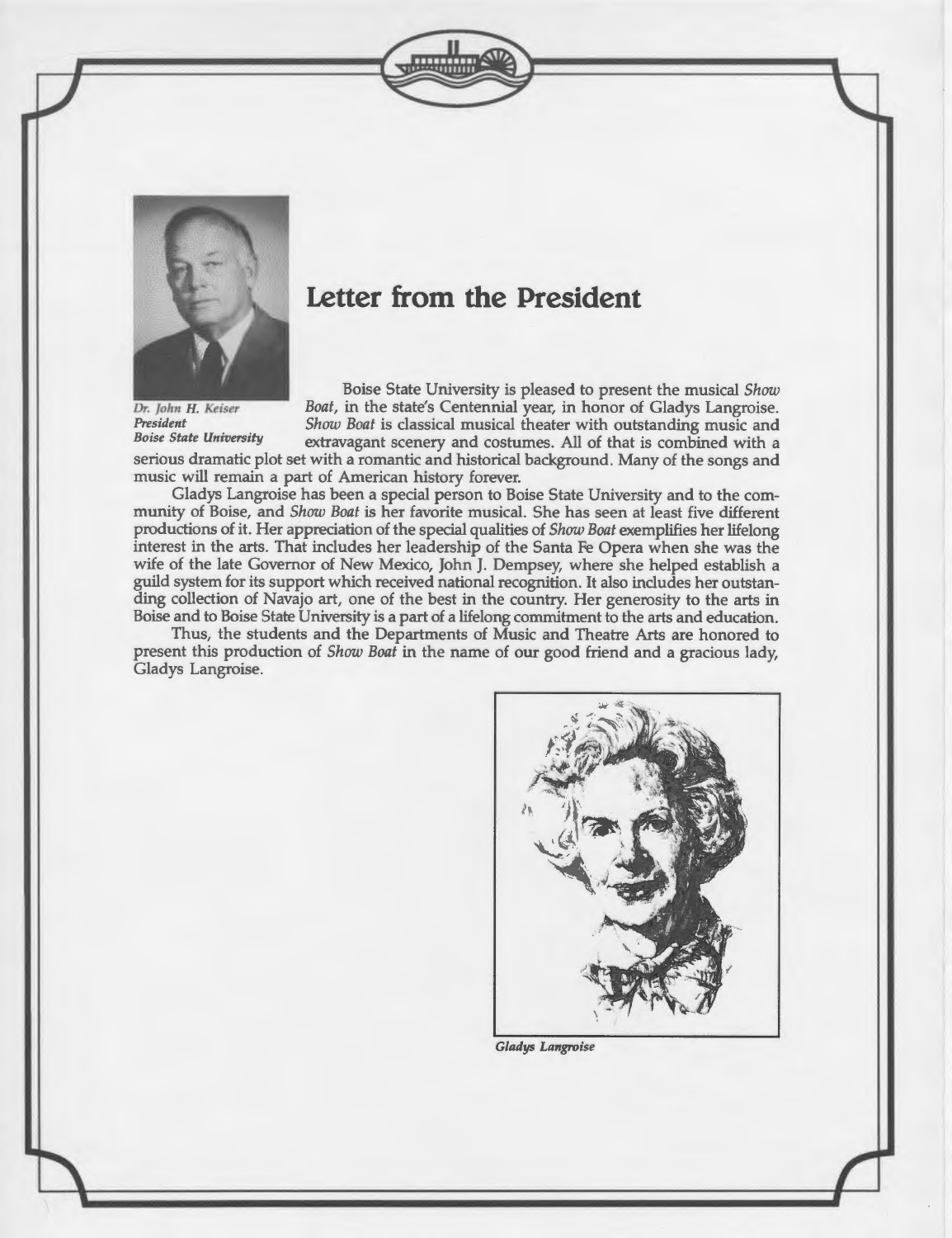# Letter from the President

*Dr. John H. Keiser*
***President***
***Boise State University***

Boise State University is pleased to present the musical *Show Boat*, in the state's Centennial year, in honor of Gladys Langroise. *Show Boat* is classical musical theater with outstanding music and extravagant scenery and costumes. All of that is combined with a serious dramatic plot set with a romantic and historical background. Many of the songs and music will remain a part of American history forever.

Gladys Langroise has been a special person to Boise State University and to the community of Boise, and *Show Boat* is her favorite musical. She has seen at least five different productions of it. Her appreciation of the special qualities of *Show Boat* exemplifies her lifelong interest in the arts. That includes her leadership of the Santa Fe Opera when she was the wife of the late Governor of New Mexico, John J. Dempsey, where she helped establish a guild system for its support which received national recognition. It also includes her outstanding collection of Navajo art, one of the best in the country. Her generosity to the arts in Boise and to Boise State University is a part of a lifelong commitment to the arts and education.

Thus, the students and the Departments of Music and Theatre Arts are honored to present this production of *Show Boat* in the name of our good friend and a gracious lady, Gladys Langroise.

***Gladys Langroise***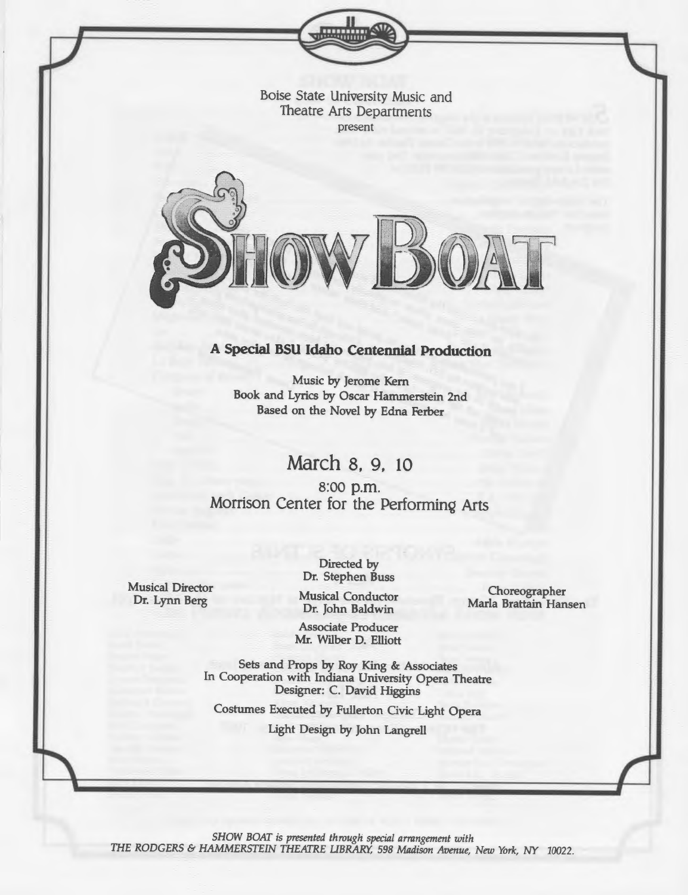Boise State University Music and Theatre Arts Departments
present

# SHOW BOAT

**A Special BSU Idaho Centennial Production**

Music by Jerome Kern
Book and Lyrics by Oscar Hammerstein 2nd
Based on the Novel by Edna Ferber

## March 8, 9, 10

8:00 p.m.
Morrison Center for the Performing Arts

Directed by
Dr. Stephen Buss

Musical Director
Dr. Lynn Berg

Musical Conductor
Dr. John Baldwin

Choreographer
Marla Brattain Hansen

Associate Producer
Mr. Wilber D. Elliott

Sets and Props by Roy King & Associates
In Cooperation with Indiana University Opera Theatre
Designer: C. David Higgins

Costumes Executed by Fullerton Civic Light Opera

Light Design by John Langrell

*SHOW BOAT is presented through special arrangement with THE RODGERS & HAMMERSTEIN THEATRE LIBRARY, 598 Madison Avenue, New York, NY 10022.*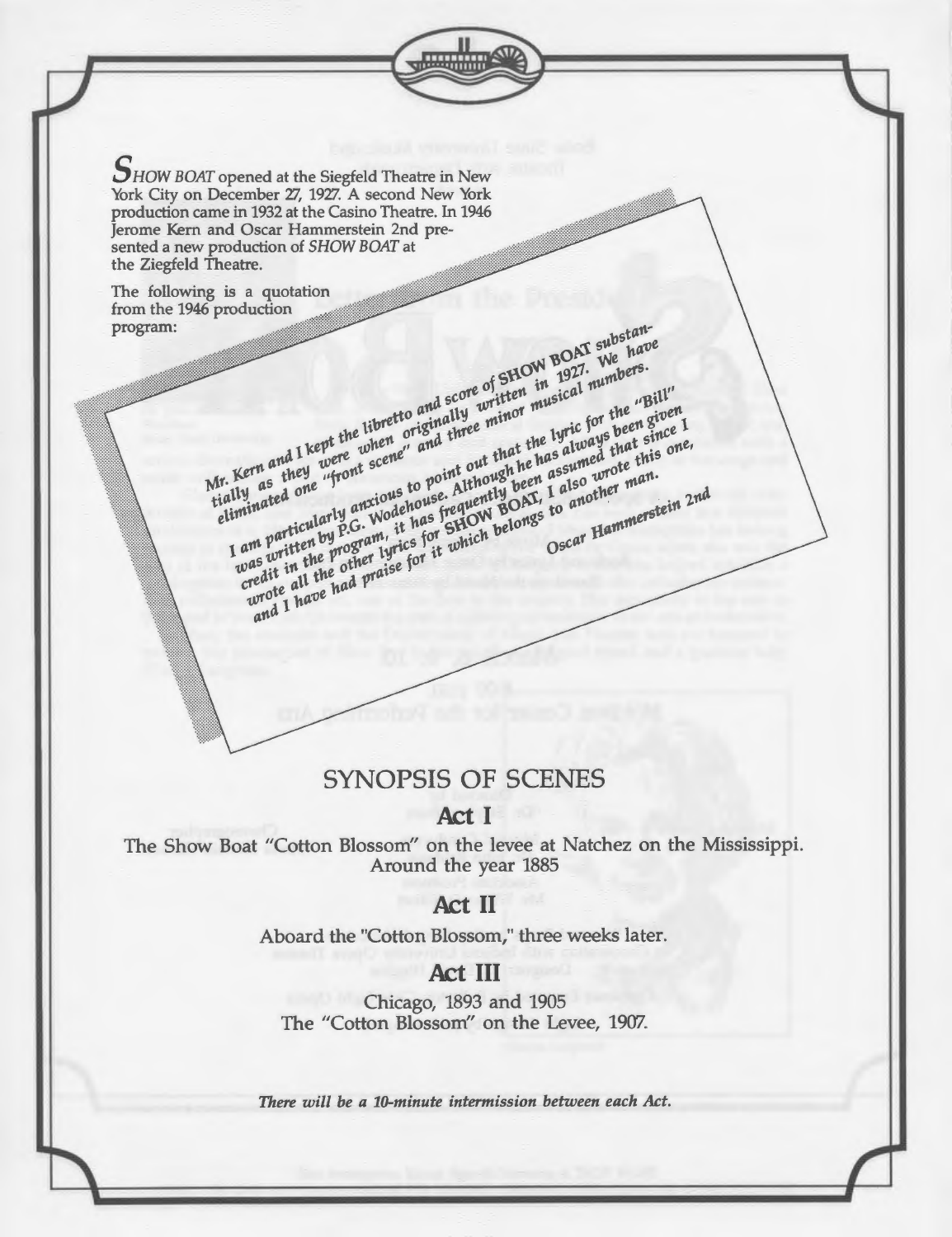*SHOW BOAT* opened at the Siegfeld Theatre in New York City on December 27, 1927. A second New York production came in 1932 at the Casino Theatre. In 1946 Jerome Kern and Oscar Hammerstein 2nd presented a new production of *SHOW BOAT* at the Ziegfeld Theatre.

The following is a quotation from the 1946 production program:

> *Mr. Kern and I kept the libretto and score of* **SHOW BOAT** *substantially as they were when originally written in 1927. We have eliminated one "front scene" and three minor musical numbers.*
>
> *I am particularly anxious to point out that the lyric for the "Bill" was written by P.G. Wodehouse. Although he has always been given credit in the program, it has frequently been assumed that since I wrote all the other lyrics for SHOW BOAT, I also wrote this one, and I have had praise for it which belongs to another man.*
>
> *Oscar Hammerstein 2nd*

## SYNOPSIS OF SCENES

### Act I

The Show Boat "Cotton Blossom" on the levee at Natchez on the Mississippi.
Around the year 1885

### Act II

Aboard the "Cotton Blossom," three weeks later.

### Act III

Chicago, 1893 and 1905
The "Cotton Blossom" on the Levee, 1907.

***There will be a 10-minute intermission between each Act.***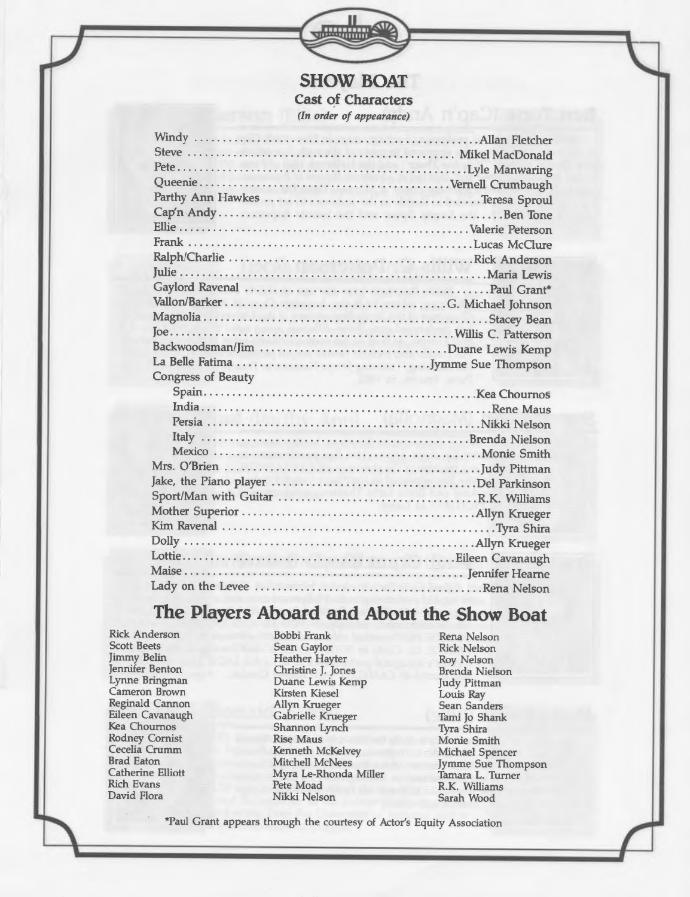# SHOW BOAT

## Cast of Characters

*(In order of appearance)*

| Character | Actor |
|---|---|
| Windy | Allan Fletcher |
| Steve | Mikel MacDonald |
| Pete | Lyle Manwaring |
| Queenie | Vernell Crumbaugh |
| Parthy Ann Hawkes | Teresa Sproul |
| Cap'n Andy | Ben Tone |
| Ellie | Valerie Peterson |
| Frank | Lucas McClure |
| Ralph/Charlie | Rick Anderson |
| Julie | Maria Lewis |
| Gaylord Ravenal | Paul Grant* |
| Vallon/Barker | G. Michael Johnson |
| Magnolia | Stacey Bean |
| Joe | Willis C. Patterson |
| Backwoodsman/Jim | Duane Lewis Kemp |
| La Belle Fatima | Jymme Sue Thompson |
| Congress of Beauty | |
| Spain | Kea Chournos |
| India | Rene Maus |
| Persia | Nikki Nelson |
| Italy | Brenda Nielson |
| Mexico | Monie Smith |
| Mrs. O'Brien | Judy Pittman |
| Jake, the Piano player | Del Parkinson |
| Sport/Man with Guitar | R.K. Williams |
| Mother Superior | Allyn Krueger |
| Kim Ravenal | Tyra Shira |
| Dolly | Allyn Krueger |
| Lottie | Eileen Cavanaugh |
| Maise | Jennifer Hearne |
| Lady on the Levee | Rena Nelson |

## The Players Aboard and About the Show Boat

Rick Anderson
Scott Beets
Jimmy Belin
Jennifer Benton
Lynne Bringman
Cameron Brown
Reginald Cannon
Eileen Cavanaugh
Kea Chournos
Rodney Cornist
Cecelia Crumm
Brad Eaton
Catherine Elliott
Rich Evans
David Flora
Bobbi Frank
Sean Gaylor
Heather Hayter
Christine J. Jones
Duane Lewis Kemp
Kirsten Kiesel
Allyn Krueger
Gabrielle Krueger
Shannon Lynch
Rise Maus
Kenneth McKelvey
Mitchell McNees
Myra Le-Rhonda Miller
Pete Moad
Nikki Nelson
Rena Nelson
Rick Nelson
Roy Nelson
Brenda Nielson
Judy Pittman
Louis Ray
Sean Sanders
Tami Jo Shank
Tyra Shira
Monie Smith
Michael Spencer
Jymme Sue Thompson
Tamara L. Turner
R.K. Williams
Sarah Wood

*Paul Grant appears through the courtesy of Actor's Equity Association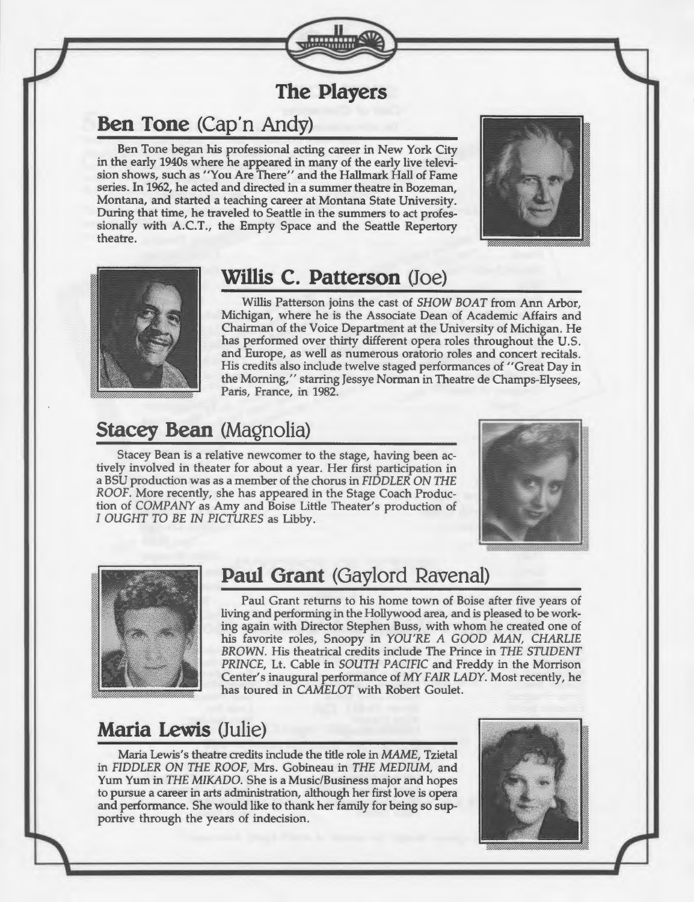## The Players

### Ben Tone (Cap'n Andy)

Ben Tone began his professional acting career in New York City in the early 1940s where he appeared in many of the early live television shows, such as "You Are There" and the Hallmark Hall of Fame series. In 1962, he acted and directed in a summer theatre in Bozeman, Montana, and started a teaching career at Montana State University. During that time, he traveled to Seattle in the summers to act professionally with A.C.T., the Empty Space and the Seattle Repertory theatre.

### Willis C. Patterson (Joe)

Willis Patterson joins the cast of *SHOW BOAT* from Ann Arbor, Michigan, where he is the Associate Dean of Academic Affairs and Chairman of the Voice Department at the University of Michigan. He has performed over thirty different opera roles throughout the U.S. and Europe, as well as numerous oratorio roles and concert recitals. His credits also include twelve staged performances of "Great Day in the Morning," starring Jessye Norman in Theatre de Champs-Elysees, Paris, France, in 1982.

### Stacey Bean (Magnolia)

Stacey Bean is a relative newcomer to the stage, having been actively involved in theater for about a year. Her first participation in a BSU production was as a member of the chorus in *FIDDLER ON THE ROOF*. More recently, she has appeared in the Stage Coach Production of *COMPANY* as Amy and Boise Little Theater's production of *I OUGHT TO BE IN PICTURES* as Libby.

### Paul Grant (Gaylord Ravenal)

Paul Grant returns to his home town of Boise after five years of living and performing in the Hollywood area, and is pleased to be working again with Director Stephen Buss, with whom he created one of his favorite roles, Snoopy in *YOU'RE A GOOD MAN, CHARLIE BROWN*. His theatrical credits include The Prince in *THE STUDENT PRINCE*, Lt. Cable in *SOUTH PACIFIC* and Freddy in the Morrison Center's inaugural performance of *MY FAIR LADY*. Most recently, he has toured in *CAMELOT* with Robert Goulet.

### Maria Lewis (Julie)

Maria Lewis's theatre credits include the title role in *MAME*, Tzietal in *FIDDLER ON THE ROOF*, Mrs. Gobineau in *THE MEDIUM*, and Yum Yum in *THE MIKADO*. She is a Music/Business major and hopes to pursue a career in arts administration, although her first love is opera and performance. She would like to thank her family for being so supportive through the years of indecision.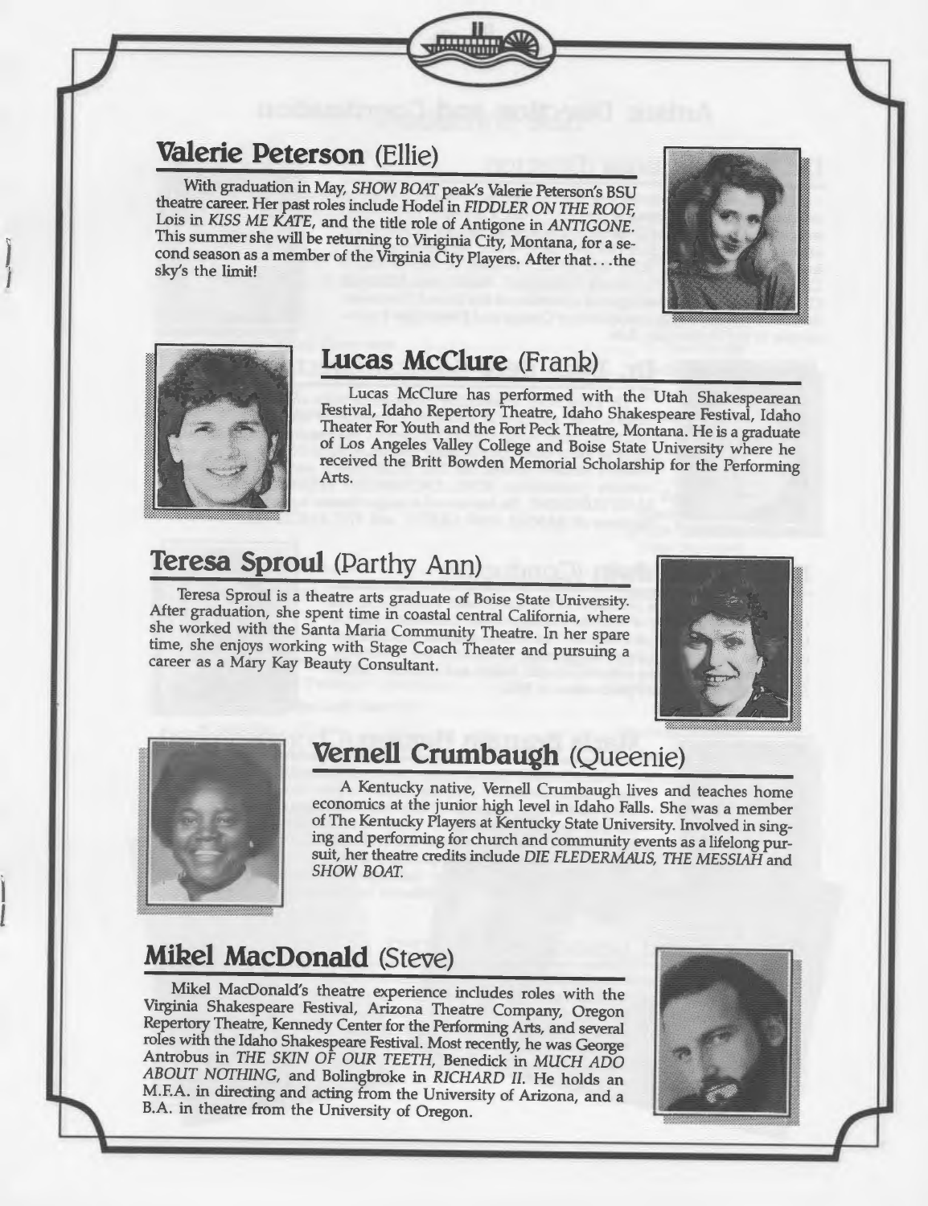## **Valerie Peterson** (Ellie)

With graduation in May, *SHOW BOAT* peak's Valerie Peterson's BSU theatre career. Her past roles include Hodel in *FIDDLER ON THE ROOF*, Lois in *KISS ME KATE*, and the title role of Antigone in *ANTIGONE*. This summer she will be returning to Viriginia City, Montana, for a second season as a member of the Virginia City Players. After that. . .the sky's the limit!

## **Lucas McClure** (Frank)

Lucas McClure has performed with the Utah Shakespearean Festival, Idaho Repertory Theatre, Idaho Shakespeare Festival, Idaho Theater For Youth and the Fort Peck Theatre, Montana. He is a graduate of Los Angeles Valley College and Boise State University where he received the Britt Bowden Memorial Scholarship for the Performing Arts.

## **Teresa Sproul** (Parthy Ann)

Teresa Sproul is a theatre arts graduate of Boise State University. After graduation, she spent time in coastal central California, where she worked with the Santa Maria Community Theatre. In her spare time, she enjoys working with Stage Coach Theater and pursuing a career as a Mary Kay Beauty Consultant.

## **Vernell Crumbaugh** (Queenie)

A Kentucky native, Vernell Crumbaugh lives and teaches home economics at the junior high level in Idaho Falls. She was a member of The Kentucky Players at Kentucky State University. Involved in singing and performing for church and community events as a lifelong pursuit, her theatre credits include *DIE FLEDERMAUS, THE MESSIAH* and *SHOW BOAT*.

## **Mikel MacDonald** (Steve)

Mikel MacDonald's theatre experience includes roles with the Virginia Shakespeare Festival, Arizona Theatre Company, Oregon Repertory Theatre, Kennedy Center for the Performing Arts, and several roles with the Idaho Shakespeare Festival. Most recently, he was George Antrobus in *THE SKIN OF OUR TEETH*, Benedick in *MUCH ADO ABOUT NOTHING*, and Bolingbroke in *RICHARD II*. He holds an M.F.A. in directing and acting from the University of Arizona, and a B.A. in theatre from the University of Oregon.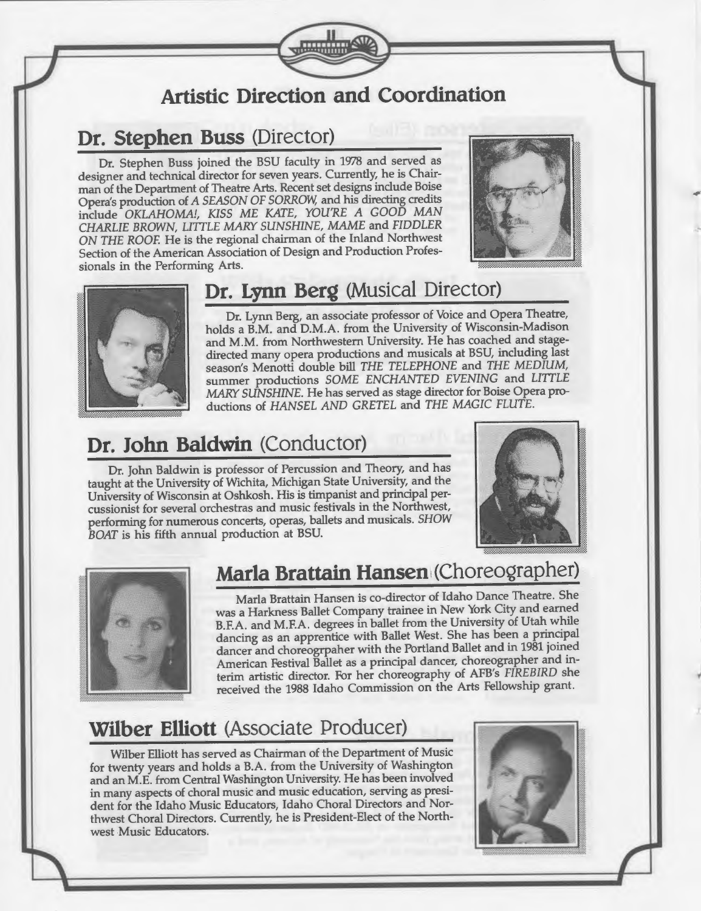# Artistic Direction and Coordination

## Dr. Stephen Buss (Director)

Dr. Stephen Buss joined the BSU faculty in 1978 and served as designer and technical director for seven years. Currently, he is Chairman of the Department of Theatre Arts. Recent set designs include Boise Opera's production of *A SEASON OF SORROW,* and his directing credits include *OKLAHOMA!, KISS ME KATE, YOU'RE A GOOD MAN CHARLIE BROWN, LITTLE MARY SUNSHINE, MAME* and *FIDDLER ON THE ROOF.* He is the regional chairman of the Inland Northwest Section of the American Association of Design and Production Professionals in the Performing Arts.

## Dr. Lynn Berg (Musical Director)

Dr. Lynn Berg, an associate professor of Voice and Opera Theatre, holds a B.M. and D.M.A. from the University of Wisconsin-Madison and M.M. from Northwestern University. He has coached and stage-directed many opera productions and musicals at BSU, including last season's Menotti double bill *THE TELEPHONE* and *THE MEDIUM,* summer productions *SOME ENCHANTED EVENING* and *LITTLE MARY SUNSHINE.* He has served as stage director for Boise Opera productions of *HANSEL AND GRETEL* and *THE MAGIC FLUTE.*

## Dr. John Baldwin (Conductor)

Dr. John Baldwin is professor of Percussion and Theory, and has taught at the University of Wichita, Michigan State University, and the University of Wisconsin at Oshkosh. His is timpanist and principal percussionist for several orchestras and music festivals in the Northwest, performing for numerous concerts, operas, ballets and musicals. *SHOW BOAT* is his fifth annual production at BSU.

## Marla Brattain Hansen (Choreographer)

Marla Brattain Hansen is co-director of Idaho Dance Theatre. She was a Harkness Ballet Company trainee in New York City and earned B.F.A. and M.F.A. degrees in ballet from the University of Utah while dancing as an apprentice with Ballet West. She has been a principal dancer and choreogrpaher with the Portland Ballet and in 1981 joined American Festival Ballet as a principal dancer, choreographer and interim artistic director. For her choreography of AFB's *FIREBIRD* she received the 1988 Idaho Commission on the Arts Fellowship grant.

## Wilber Elliott (Associate Producer)

Wilber Elliott has served as Chairman of the Department of Music for twenty years and holds a B.A. from the University of Washington and an M.E. from Central Washington University. He has been involved in many aspects of choral music and music education, serving as president for the Idaho Music Educators, Idaho Choral Directors and Northwest Choral Directors. Currently, he is President-Elect of the Northwest Music Educators.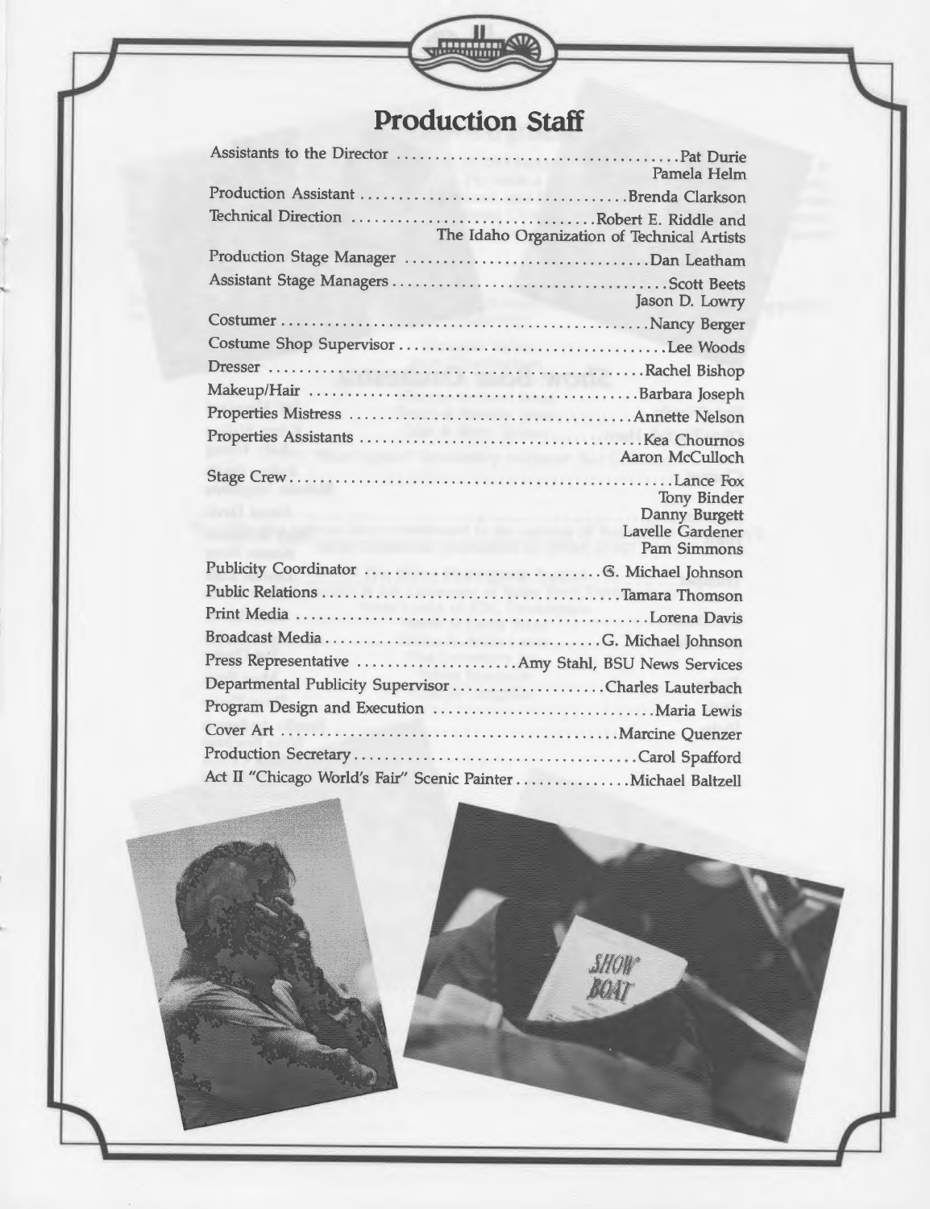## Production Staff

Assistants to the Director ..................................... Pat Durie
Pamela Helm

Production Assistant .................................. Brenda Clarkson

Technical Direction ............................... Robert E. Riddle and
The Idaho Organization of Technical Artists

Production Stage Manager ............................... Dan Leatham

Assistant Stage Managers ................................... Scott Beets
Jason D. Lowry

Costumer ................................................ Nancy Berger

Costume Shop Supervisor .................................. Lee Woods

Dresser ................................................ Rachel Bishop

Makeup/Hair ............................................ Barbara Joseph

Properties Mistress .................................... Annette Nelson

Properties Assistants .................................... Kea Chournos
Aaron McCulloch

Stage Crew ................................................... Lance Fox
Tony Binder
Danny Burgett
Lavelle Gardener
Pam Simmons

Publicity Coordinator ............................... G. Michael Johnson

Public Relations ....................................... Tamara Thomson

Print Media ............................................. Lorena Davis

Broadcast Media .................................... G. Michael Johnson

Press Representative ..................... Amy Stahl, BSU News Services

Departmental Publicity Supervisor .................... Charles Lauterbach

Program Design and Execution ............................. Maria Lewis

Cover Art ........................................... Marcine Quenzer

Production Secretary ..................................... Carol Spafford

Act II "Chicago World's Fair" Scenic Painter ............... Michael Baltzell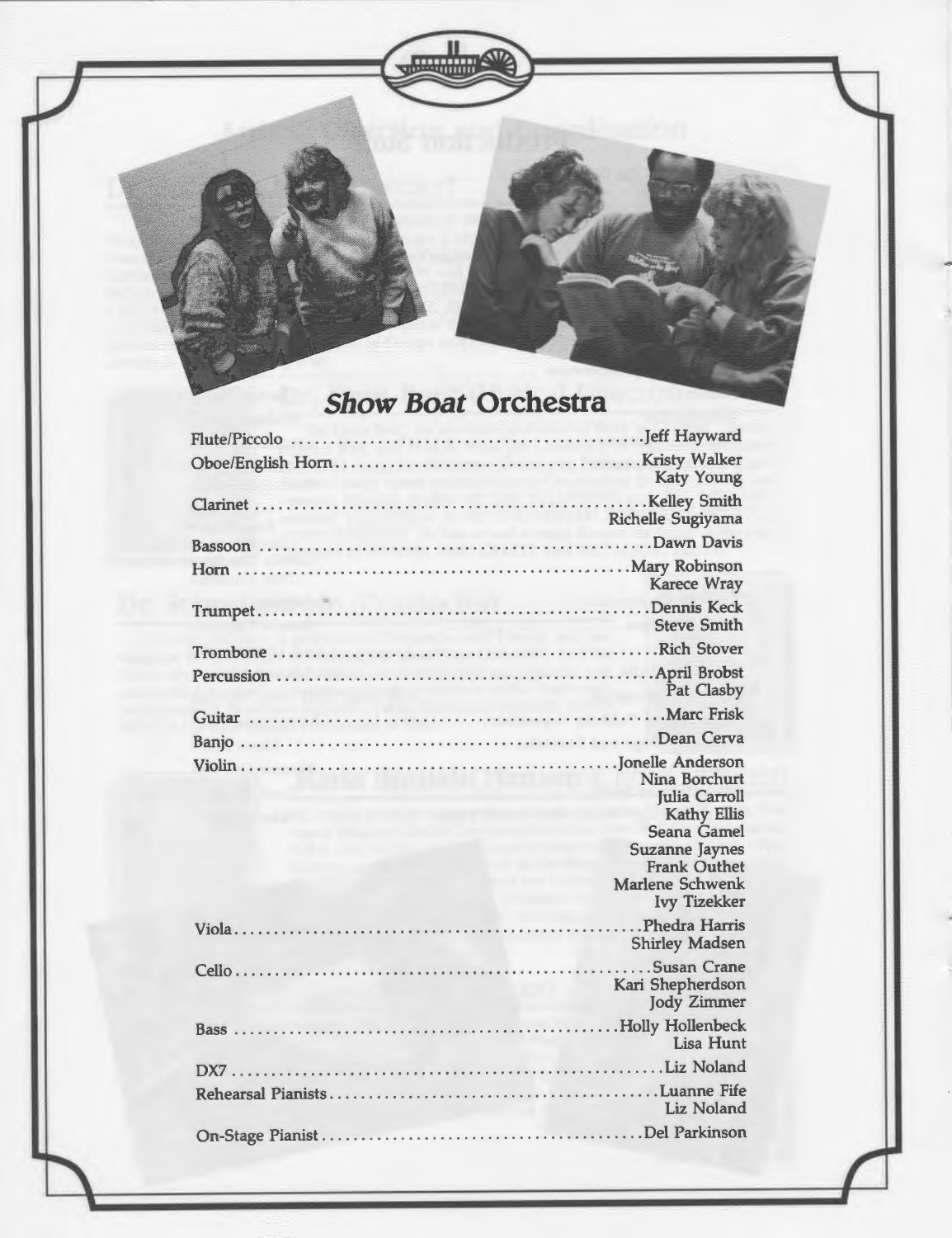## *Show Boat* Orchestra

| | |
|---|---|
| Flute/Piccolo | Jeff Hayward |
| Oboe/English Horn | Kristy Walker<br>Katy Young |
| Clarinet | Kelley Smith<br>Richelle Sugiyama |
| Bassoon | Dawn Davis |
| Horn | Mary Robinson<br>Karece Wray |
| Trumpet | Dennis Keck<br>Steve Smith |
| Trombone | Rich Stover |
| Percussion | April Brobst<br>Pat Clasby |
| Guitar | Marc Frisk |
| Banjo | Dean Cerva |
| Violin | Jonelle Anderson<br>Nina Borchurt<br>Julia Carroll<br>Kathy Ellis<br>Seana Gamel<br>Suzanne Jaynes<br>Frank Outhet<br>Marlene Schwenk<br>Ivy Tizekker |
| Viola | Phedra Harris<br>Shirley Madsen |
| Cello | Susan Crane<br>Kari Shepherdson<br>Jody Zimmer |
| Bass | Holly Hollenbeck<br>Lisa Hunt |
| DX7 | Liz Noland |
| Rehearsal Pianists | Luanne Fife<br>Liz Noland |
| On-Stage Pianist | Del Parkinson |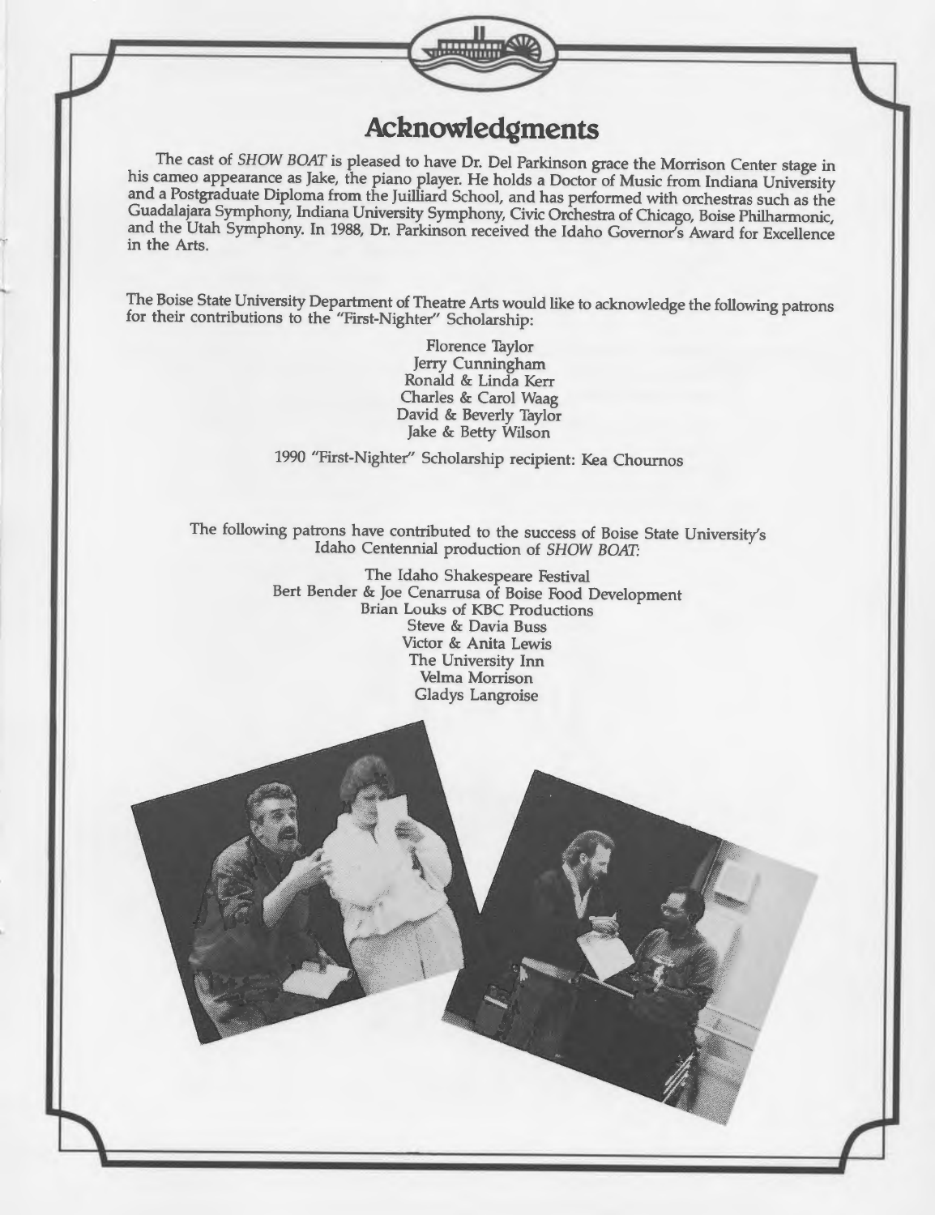# Acknowledgments

The cast of *SHOW BOAT* is pleased to have Dr. Del Parkinson grace the Morrison Center stage in his cameo appearance as Jake, the piano player. He holds a Doctor of Music from Indiana University and a Postgraduate Diploma from the Juilliard School, and has performed with orchestras such as the Guadalajara Symphony, Indiana University Symphony, Civic Orchestra of Chicago, Boise Philharmonic, and the Utah Symphony. In 1988, Dr. Parkinson received the Idaho Governor's Award for Excellence in the Arts.

The Boise State University Department of Theatre Arts would like to acknowledge the following patrons for their contributions to the "First-Nighter" Scholarship:

Florence Taylor
Jerry Cunningham
Ronald & Linda Kerr
Charles & Carol Waag
David & Beverly Taylor
Jake & Betty Wilson

1990 "First-Nighter" Scholarship recipient: Kea Chournos

The following patrons have contributed to the success of Boise State University's Idaho Centennial production of *SHOW BOAT*:

The Idaho Shakespeare Festival
Bert Bender & Joe Cenarrusa of Boise Food Development
Brian Louks of KBC Productions
Steve & Davia Buss
Victor & Anita Lewis
The University Inn
Velma Morrison
Gladys Langroise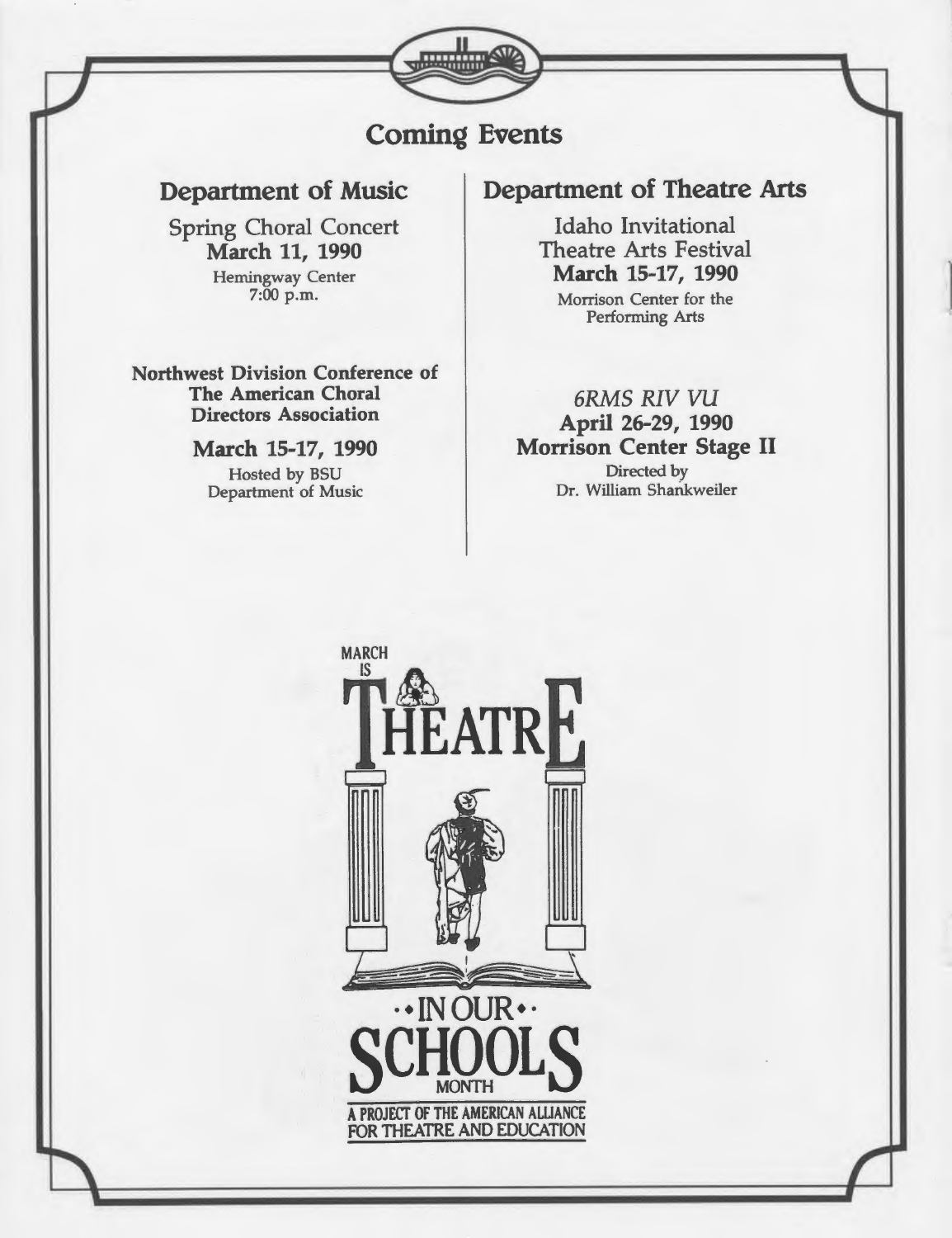# Coming Events

## Department of Music

Spring Choral Concert
**March 11, 1990**
Hemingway Center
7:00 p.m.

**Northwest Division Conference of The American Choral Directors Association**

**March 15-17, 1990**
Hosted by BSU
Department of Music

## Department of Theatre Arts

Idaho Invitational
Theatre Arts Festival
**March 15-17, 1990**
Morrison Center for the
Performing Arts

*6RMS RIV VU*
**April 26-29, 1990**
**Morrison Center Stage II**
Directed by
Dr. William Shankweiler

MARCH IS THEATRE •• IN OUR •• SCHOOLS MONTH

A PROJECT OF THE AMERICAN ALLIANCE FOR THEATRE AND EDUCATION